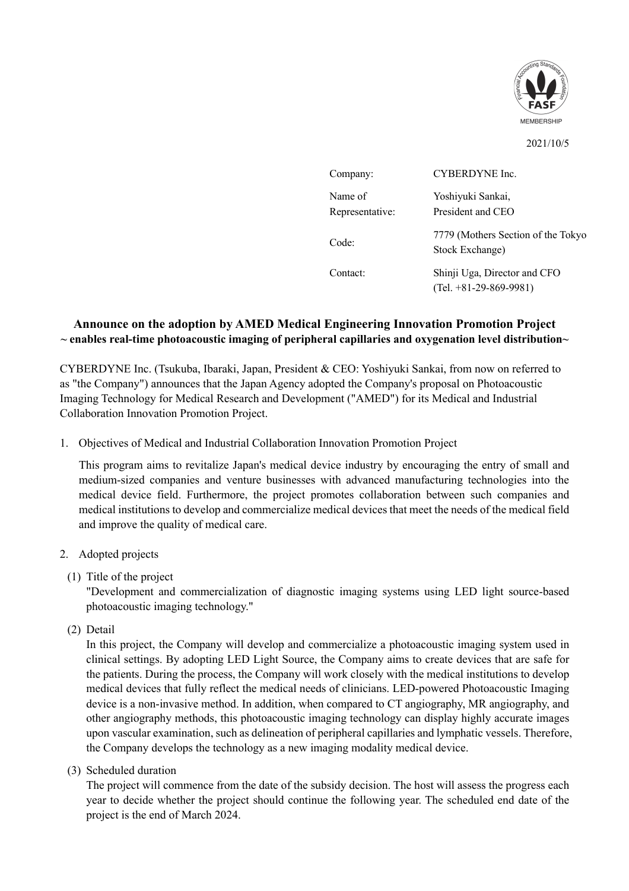2021/10/5

| Company: | CYBERDYNE Inc. |
| --- | --- |
| Name of Representative: | Yoshiyuki Sankai, President and CEO |
| Code: | 7779 (Mothers Section of the Tokyo Stock Exchange) |
| Contact: | Shinji Uga, Director and CFO (Tel. +81-29-869-9981) |

## Announce on the adoption by AMED Medical Engineering Innovation Promotion Project

**~ enables real-time photoacoustic imaging of peripheral capillaries and oxygenation level distribution~**

CYBERDYNE Inc. (Tsukuba, Ibaraki, Japan, President & CEO: Yoshiyuki Sankai, from now on referred to as "the Company") announces that the Japan Agency adopted the Company's proposal on Photoacoustic Imaging Technology for Medical Research and Development ("AMED") for its Medical and Industrial Collaboration Innovation Promotion Project.

1. Objectives of Medical and Industrial Collaboration Innovation Promotion Project

   This program aims to revitalize Japan's medical device industry by encouraging the entry of small and medium-sized companies and venture businesses with advanced manufacturing technologies into the medical device field. Furthermore, the project promotes collaboration between such companies and medical institutions to develop and commercialize medical devices that meet the needs of the medical field and improve the quality of medical care.

2. Adopted projects

   (1) Title of the project

   "Development and commercialization of diagnostic imaging systems using LED light source-based photoacoustic imaging technology."

   (2) Detail

   In this project, the Company will develop and commercialize a photoacoustic imaging system used in clinical settings. By adopting LED Light Source, the Company aims to create devices that are safe for the patients. During the process, the Company will work closely with the medical institutions to develop medical devices that fully reflect the medical needs of clinicians. LED-powered Photoacoustic Imaging device is a non-invasive method. In addition, when compared to CT angiography, MR angiography, and other angiography methods, this photoacoustic imaging technology can display highly accurate images upon vascular examination, such as delineation of peripheral capillaries and lymphatic vessels. Therefore, the Company develops the technology as a new imaging modality medical device.

   (3) Scheduled duration

   The project will commence from the date of the subsidy decision. The host will assess the progress each year to decide whether the project should continue the following year. The scheduled end date of the project is the end of March 2024.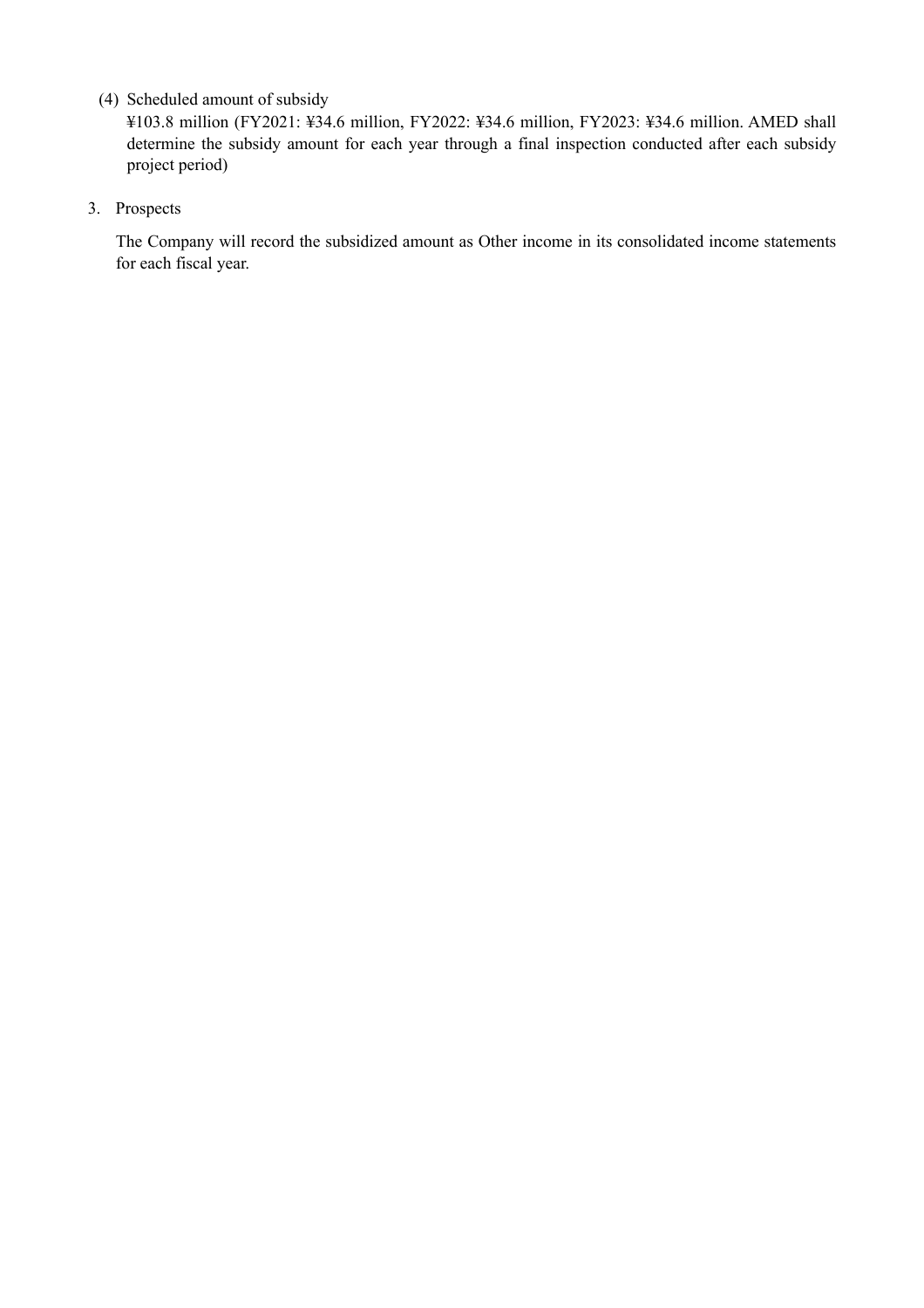(4) Scheduled amount of subsidy

¥103.8 million (FY2021: ¥34.6 million, FY2022: ¥34.6 million, FY2023: ¥34.6 million. AMED shall determine the subsidy amount for each year through a final inspection conducted after each subsidy project period)

3. Prospects

The Company will record the subsidized amount as Other income in its consolidated income statements for each fiscal year.